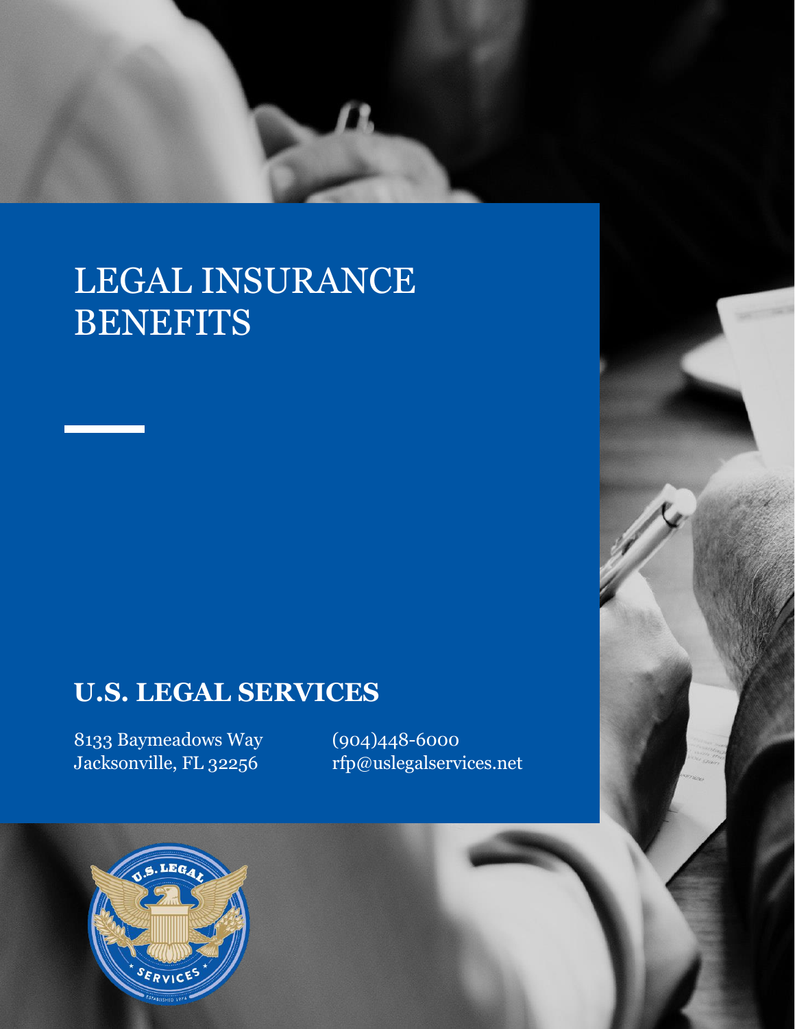# LEGAL INSURANCE BENEFITS

## U.S. LEGAL SERVICES

8133 Baymeadows Way
Jacksonville, FL 32256

(904)448-6000
rfp@uslegalservices.net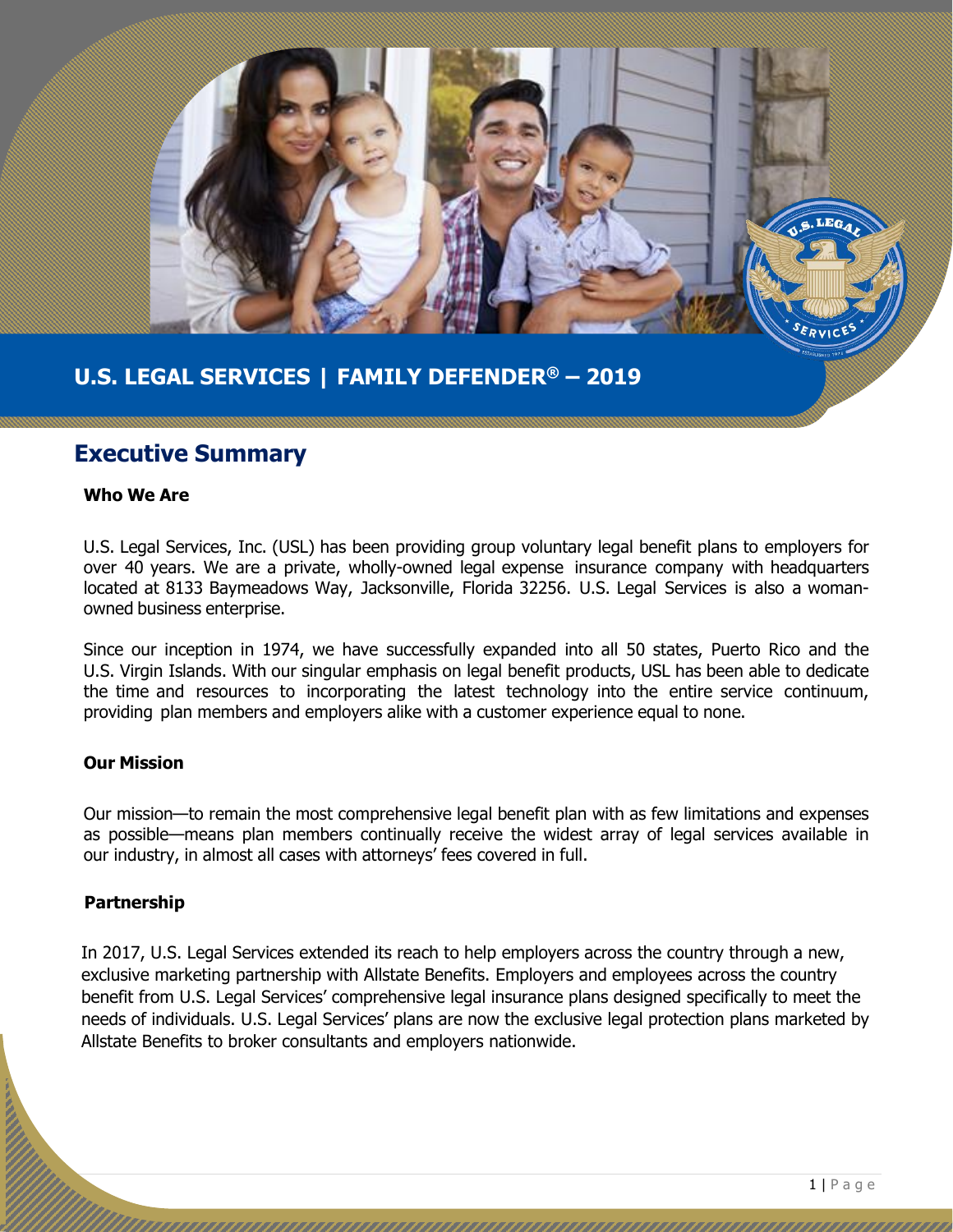# U.S. LEGAL SERVICES | FAMILY DEFENDER® – 2019

## Executive Summary

### Who We Are

U.S. Legal Services, Inc. (USL) has been providing group voluntary legal benefit plans to employers for over 40 years. We are a private, wholly-owned legal expense insurance company with headquarters located at 8133 Baymeadows Way, Jacksonville, Florida 32256. U.S. Legal Services is also a woman-owned business enterprise.

Since our inception in 1974, we have successfully expanded into all 50 states, Puerto Rico and the U.S. Virgin Islands. With our singular emphasis on legal benefit products, USL has been able to dedicate the time and resources to incorporating the latest technology into the entire service continuum, providing plan members and employers alike with a customer experience equal to none.

### Our Mission

Our mission—to remain the most comprehensive legal benefit plan with as few limitations and expenses as possible—means plan members continually receive the widest array of legal services available in our industry, in almost all cases with attorneys' fees covered in full.

### Partnership

In 2017, U.S. Legal Services extended its reach to help employers across the country through a new, exclusive marketing partnership with Allstate Benefits. Employers and employees across the country benefit from U.S. Legal Services' comprehensive legal insurance plans designed specifically to meet the needs of individuals. U.S. Legal Services' plans are now the exclusive legal protection plans marketed by Allstate Benefits to broker consultants and employers nationwide.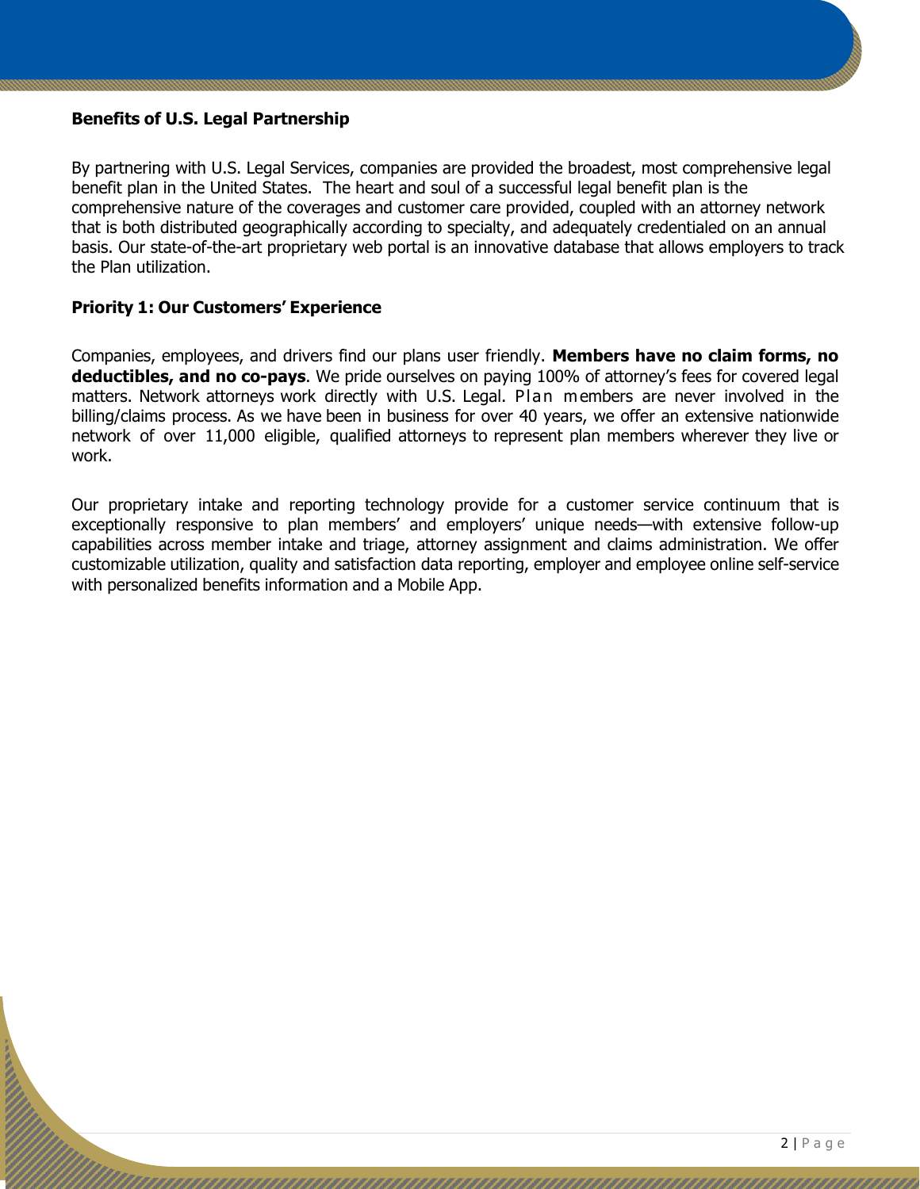**Benefits of U.S. Legal Partnership**

By partnering with U.S. Legal Services, companies are provided the broadest, most comprehensive legal benefit plan in the United States. The heart and soul of a successful legal benefit plan is the comprehensive nature of the coverages and customer care provided, coupled with an attorney network that is both distributed geographically according to specialty, and adequately credentialed on an annual basis. Our state-of-the-art proprietary web portal is an innovative database that allows employers to track the Plan utilization.

**Priority 1: Our Customers' Experience**

Companies, employees, and drivers find our plans user friendly. **Members have no claim forms, no deductibles, and no co-pays**. We pride ourselves on paying 100% of attorney's fees for covered legal matters. Network attorneys work directly with U.S. Legal. Plan members are never involved in the billing/claims process. As we have been in business for over 40 years, we offer an extensive nationwide network of over 11,000 eligible, qualified attorneys to represent plan members wherever they live or work.

Our proprietary intake and reporting technology provide for a customer service continuum that is exceptionally responsive to plan members' and employers' unique needs—with extensive follow-up capabilities across member intake and triage, attorney assignment and claims administration. We offer customizable utilization, quality and satisfaction data reporting, employer and employee online self-service with personalized benefits information and a Mobile App.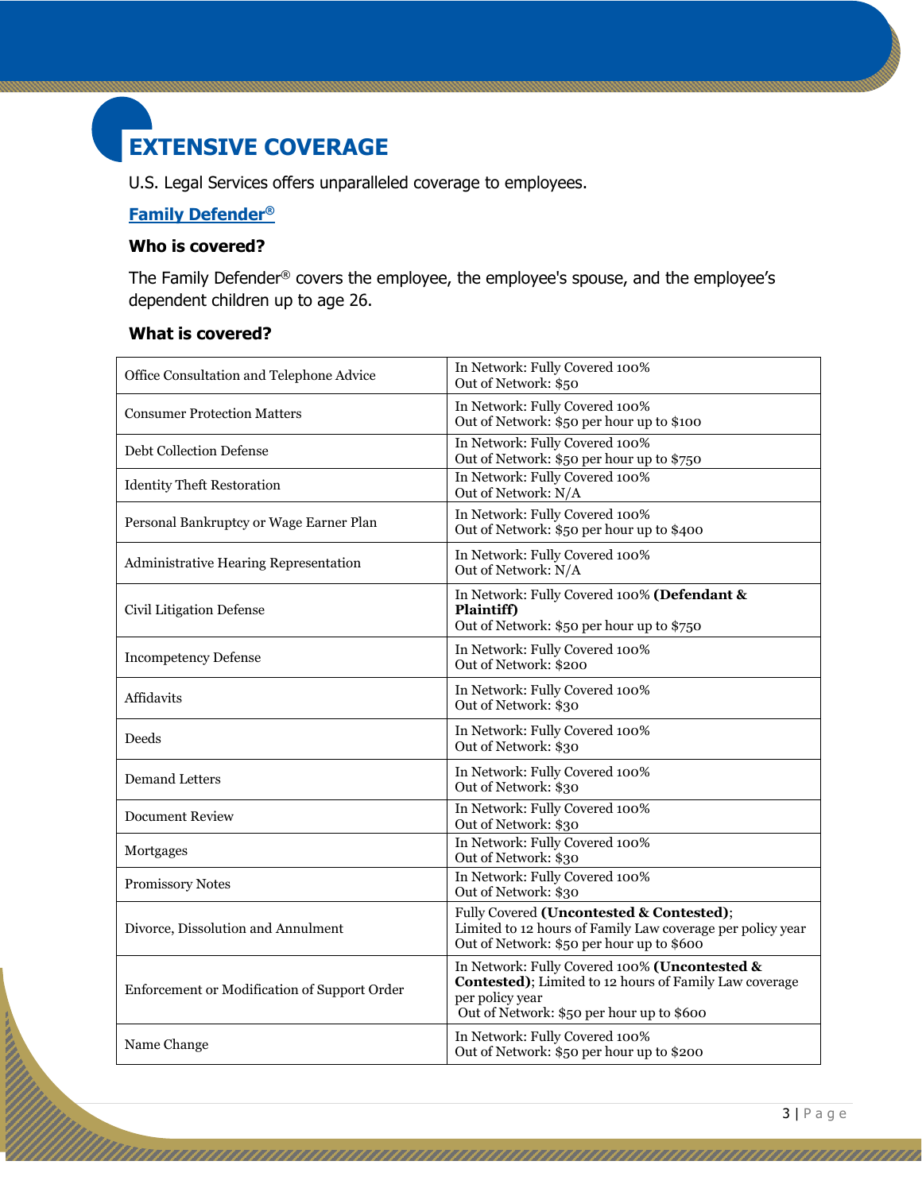# EXTENSIVE COVERAGE

U.S. Legal Services offers unparalleled coverage to employees.

**Family Defender®**

### Who is covered?

The Family Defender® covers the employee, the employee's spouse, and the employee's dependent children up to age 26.

### What is covered?

| | |
|---|---|
| Office Consultation and Telephone Advice | In Network: Fully Covered 100%<br>Out of Network: $50 |
| Consumer Protection Matters | In Network: Fully Covered 100%<br>Out of Network: $50 per hour up to $100 |
| Debt Collection Defense | In Network: Fully Covered 100%<br>Out of Network: $50 per hour up to $750 |
| Identity Theft Restoration | In Network: Fully Covered 100%<br>Out of Network: N/A |
| Personal Bankruptcy or Wage Earner Plan | In Network: Fully Covered 100%<br>Out of Network: $50 per hour up to $400 |
| Administrative Hearing Representation | In Network: Fully Covered 100%<br>Out of Network: N/A |
| Civil Litigation Defense | In Network: Fully Covered 100% **(Defendant & Plaintiff)**<br>Out of Network: $50 per hour up to $750 |
| Incompetency Defense | In Network: Fully Covered 100%<br>Out of Network: $200 |
| Affidavits | In Network: Fully Covered 100%<br>Out of Network: $30 |
| Deeds | In Network: Fully Covered 100%<br>Out of Network: $30 |
| Demand Letters | In Network: Fully Covered 100%<br>Out of Network: $30 |
| Document Review | In Network: Fully Covered 100%<br>Out of Network: $30 |
| Mortgages | In Network: Fully Covered 100%<br>Out of Network: $30 |
| Promissory Notes | In Network: Fully Covered 100%<br>Out of Network: $30 |
| Divorce, Dissolution and Annulment | Fully Covered **(Uncontested & Contested)**;<br>Limited to 12 hours of Family Law coverage per policy year<br>Out of Network: $50 per hour up to $600 |
| Enforcement or Modification of Support Order | In Network: Fully Covered 100% **(Uncontested & Contested)**; Limited to 12 hours of Family Law coverage per policy year<br>Out of Network: $50 per hour up to $600 |
| Name Change | In Network: Fully Covered 100%<br>Out of Network: $50 per hour up to $200 |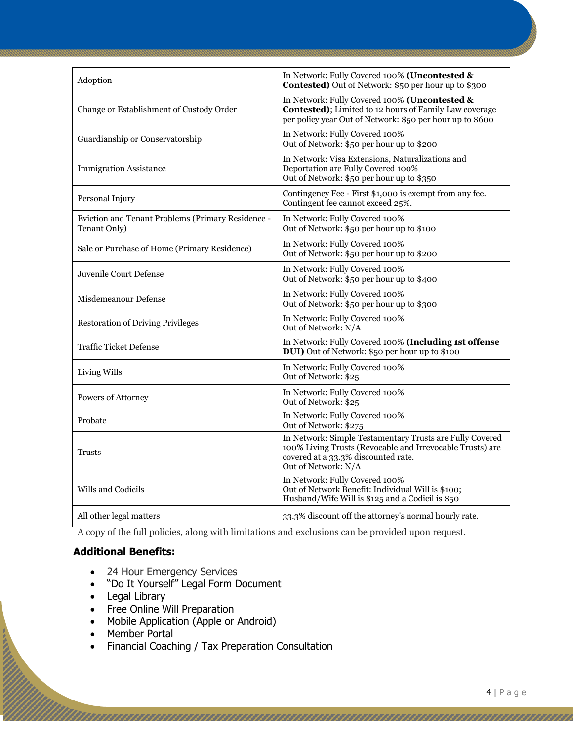| Adoption | In Network: Fully Covered 100% **(Uncontested & Contested)** Out of Network: $50 per hour up to $300 |
|---|---|
| Change or Establishment of Custody Order | In Network: Fully Covered 100% **(Uncontested & Contested)**; Limited to 12 hours of Family Law coverage per policy year Out of Network: $50 per hour up to $600 |
| Guardianship or Conservatorship | In Network: Fully Covered 100%<br>Out of Network: $50 per hour up to $200 |
| Immigration Assistance | In Network: Visa Extensions, Naturalizations and Deportation are Fully Covered 100%<br>Out of Network: $50 per hour up to $350 |
| Personal Injury | Contingency Fee - First $1,000 is exempt from any fee. Contingent fee cannot exceed 25%. |
| Eviction and Tenant Problems (Primary Residence - Tenant Only) | In Network: Fully Covered 100%<br>Out of Network: $50 per hour up to $100 |
| Sale or Purchase of Home (Primary Residence) | In Network: Fully Covered 100%<br>Out of Network: $50 per hour up to $200 |
| Juvenile Court Defense | In Network: Fully Covered 100%<br>Out of Network: $50 per hour up to $400 |
| Misdemeanour Defense | In Network: Fully Covered 100%<br>Out of Network: $50 per hour up to $300 |
| Restoration of Driving Privileges | In Network: Fully Covered 100%<br>Out of Network: N/A |
| Traffic Ticket Defense | In Network: Fully Covered 100% **(Including 1st offense DUI)** Out of Network: $50 per hour up to $100 |
| Living Wills | In Network: Fully Covered 100%<br>Out of Network: $25 |
| Powers of Attorney | In Network: Fully Covered 100%<br>Out of Network: $25 |
| Probate | In Network: Fully Covered 100%<br>Out of Network: $275 |
| Trusts | In Network: Simple Testamentary Trusts are Fully Covered 100% Living Trusts (Revocable and Irrevocable Trusts) are covered at a 33.3% discounted rate.<br>Out of Network: N/A |
| Wills and Codicils | In Network: Fully Covered 100%<br>Out of Network Benefit: Individual Will is $100; Husband/Wife Will is $125 and a Codicil is $50 |
| All other legal matters | 33.3% discount off the attorney's normal hourly rate. |

A copy of the full policies, along with limitations and exclusions can be provided upon request.

**Additional Benefits:**

- 24 Hour Emergency Services
- "Do It Yourself" Legal Form Document
- Legal Library
- Free Online Will Preparation
- Mobile Application (Apple or Android)
- Member Portal
- Financial Coaching / Tax Preparation Consultation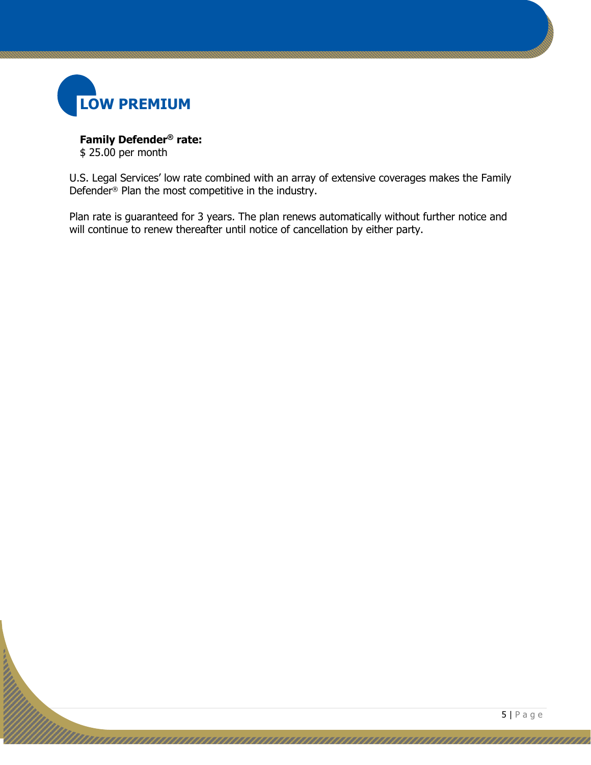# LOW PREMIUM

**Family Defender® rate:**
$ 25.00 per month

U.S. Legal Services' low rate combined with an array of extensive coverages makes the Family Defender® Plan the most competitive in the industry.

Plan rate is guaranteed for 3 years. The plan renews automatically without further notice and will continue to renew thereafter until notice of cancellation by either party.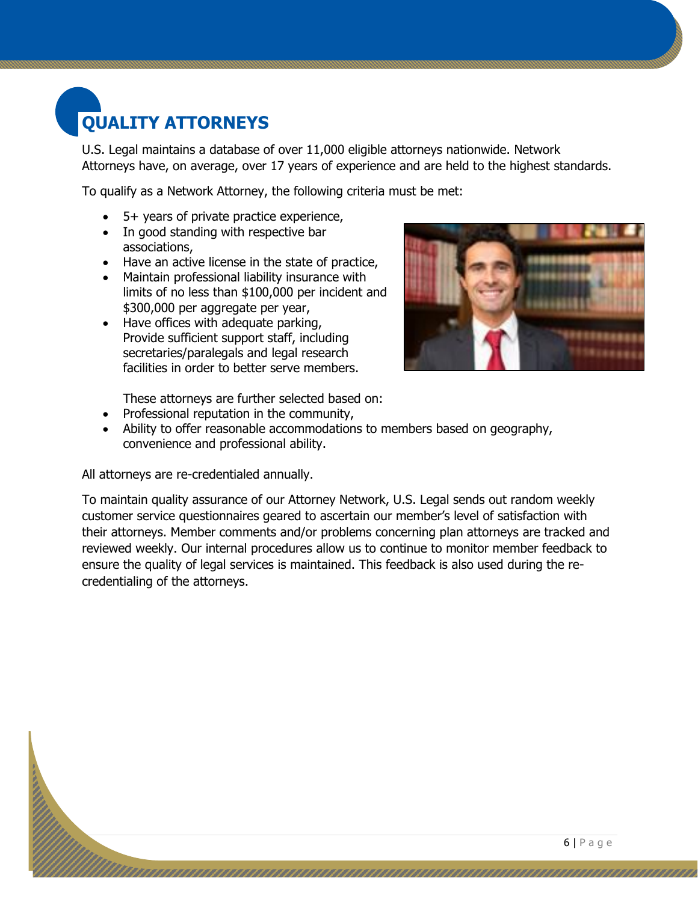# QUALITY ATTORNEYS

U.S. Legal maintains a database of over 11,000 eligible attorneys nationwide. Network Attorneys have, on average, over 17 years of experience and are held to the highest standards.

To qualify as a Network Attorney, the following criteria must be met:

- 5+ years of private practice experience,
- In good standing with respective bar associations,
- Have an active license in the state of practice,
- Maintain professional liability insurance with limits of no less than $100,000 per incident and $300,000 per aggregate per year,
- Have offices with adequate parking, Provide sufficient support staff, including secretaries/paralegals and legal research facilities in order to better serve members.

These attorneys are further selected based on:

- Professional reputation in the community,
- Ability to offer reasonable accommodations to members based on geography, convenience and professional ability.

All attorneys are re-credentialed annually.

To maintain quality assurance of our Attorney Network, U.S. Legal sends out random weekly customer service questionnaires geared to ascertain our member's level of satisfaction with their attorneys. Member comments and/or problems concerning plan attorneys are tracked and reviewed weekly. Our internal procedures allow us to continue to monitor member feedback to ensure the quality of legal services is maintained. This feedback is also used during the re-credentialing of the attorneys.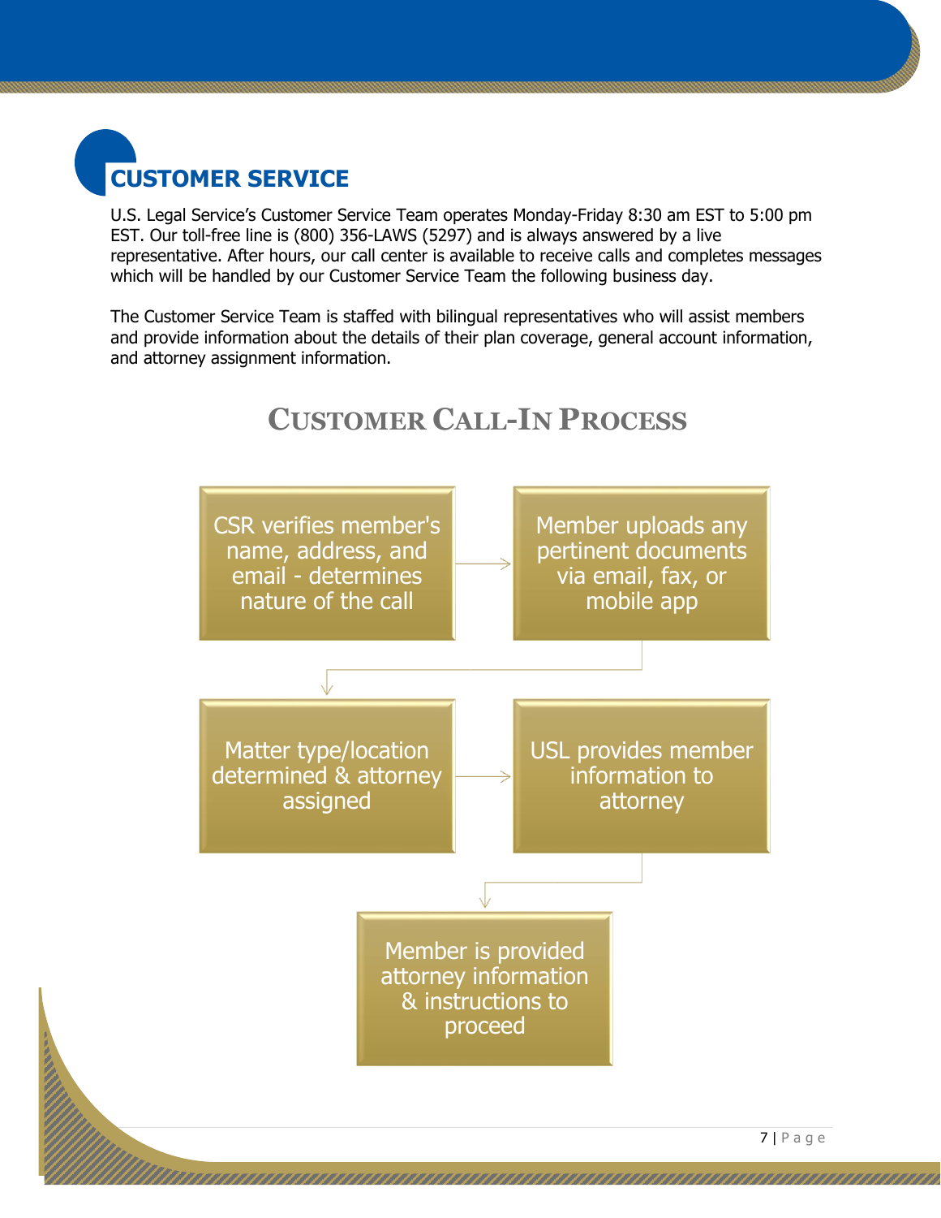## CUSTOMER SERVICE

U.S. Legal Service's Customer Service Team operates Monday-Friday 8:30 am EST to 5:00 pm EST. Our toll-free line is (800) 356-LAWS (5297) and is always answered by a live representative. After hours, our call center is available to receive calls and completes messages which will be handled by our Customer Service Team the following business day.

The Customer Service Team is staffed with bilingual representatives who will assist members and provide information about the details of their plan coverage, general account information, and attorney assignment information.

### CUSTOMER CALL-IN PROCESS

1. CSR verifies member's name, address, and email - determines nature of the call
2. Member uploads any pertinent documents via email, fax, or mobile app
3. Matter type/location determined & attorney assigned
4. USL provides member information to attorney
5. Member is provided attorney information & instructions to proceed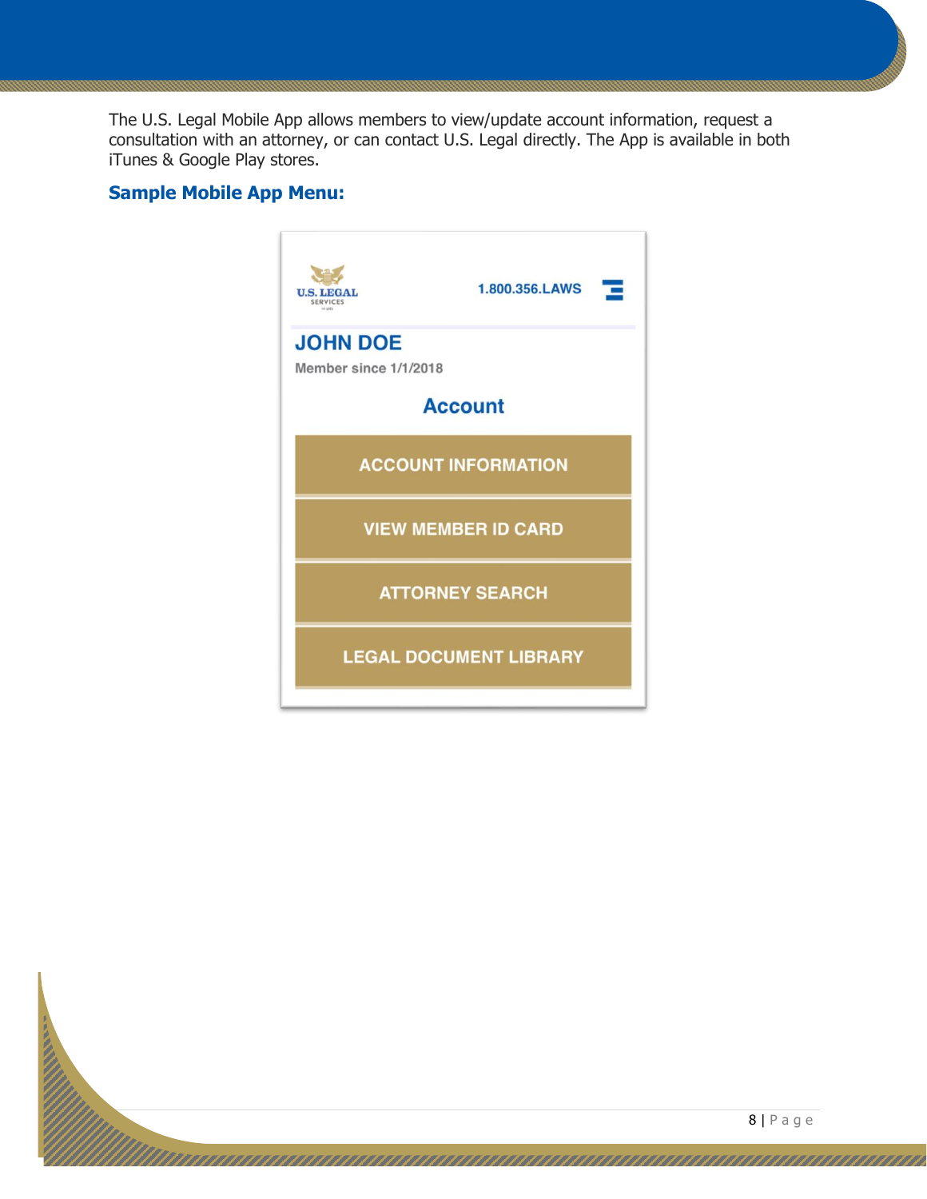The U.S. Legal Mobile App allows members to view/update account information, request a consultation with an attorney, or can contact U.S. Legal directly. The App is available in both iTunes & Google Play stores.

### Sample Mobile App Menu:

U.S. LEGAL SERVICES

1.800.356.LAWS

**JOHN DOE**

Member since 1/1/2018

**Account**

- ACCOUNT INFORMATION
- VIEW MEMBER ID CARD
- ATTORNEY SEARCH
- LEGAL DOCUMENT LIBRARY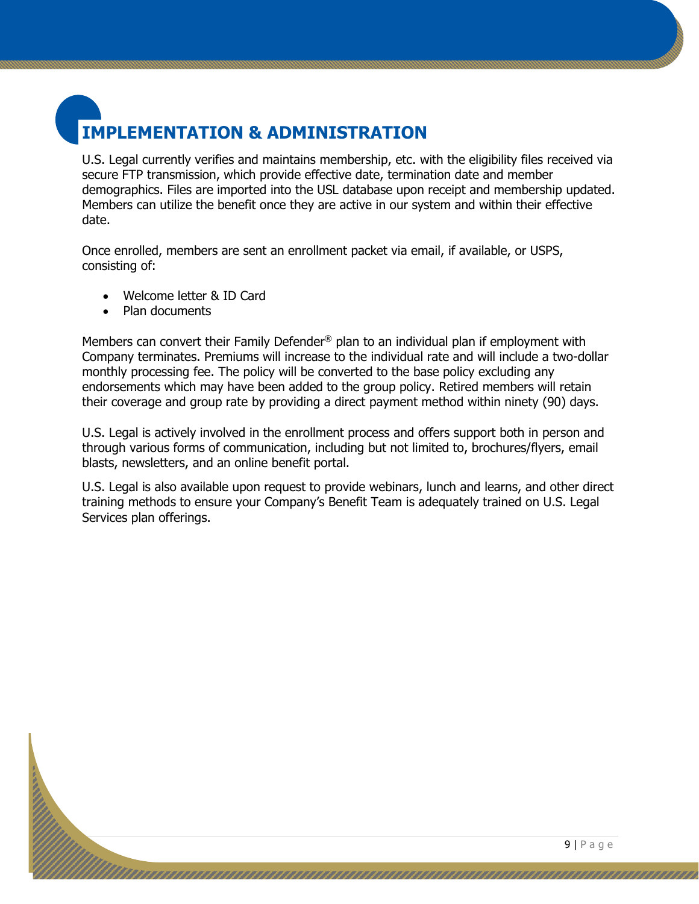# IMPLEMENTATION & ADMINISTRATION

U.S. Legal currently verifies and maintains membership, etc. with the eligibility files received via secure FTP transmission, which provide effective date, termination date and member demographics. Files are imported into the USL database upon receipt and membership updated. Members can utilize the benefit once they are active in our system and within their effective date.

Once enrolled, members are sent an enrollment packet via email, if available, or USPS, consisting of:

- Welcome letter & ID Card
- Plan documents

Members can convert their Family Defender® plan to an individual plan if employment with Company terminates. Premiums will increase to the individual rate and will include a two-dollar monthly processing fee. The policy will be converted to the base policy excluding any endorsements which may have been added to the group policy. Retired members will retain their coverage and group rate by providing a direct payment method within ninety (90) days.

U.S. Legal is actively involved in the enrollment process and offers support both in person and through various forms of communication, including but not limited to, brochures/flyers, email blasts, newsletters, and an online benefit portal.

U.S. Legal is also available upon request to provide webinars, lunch and learns, and other direct training methods to ensure your Company's Benefit Team is adequately trained on U.S. Legal Services plan offerings.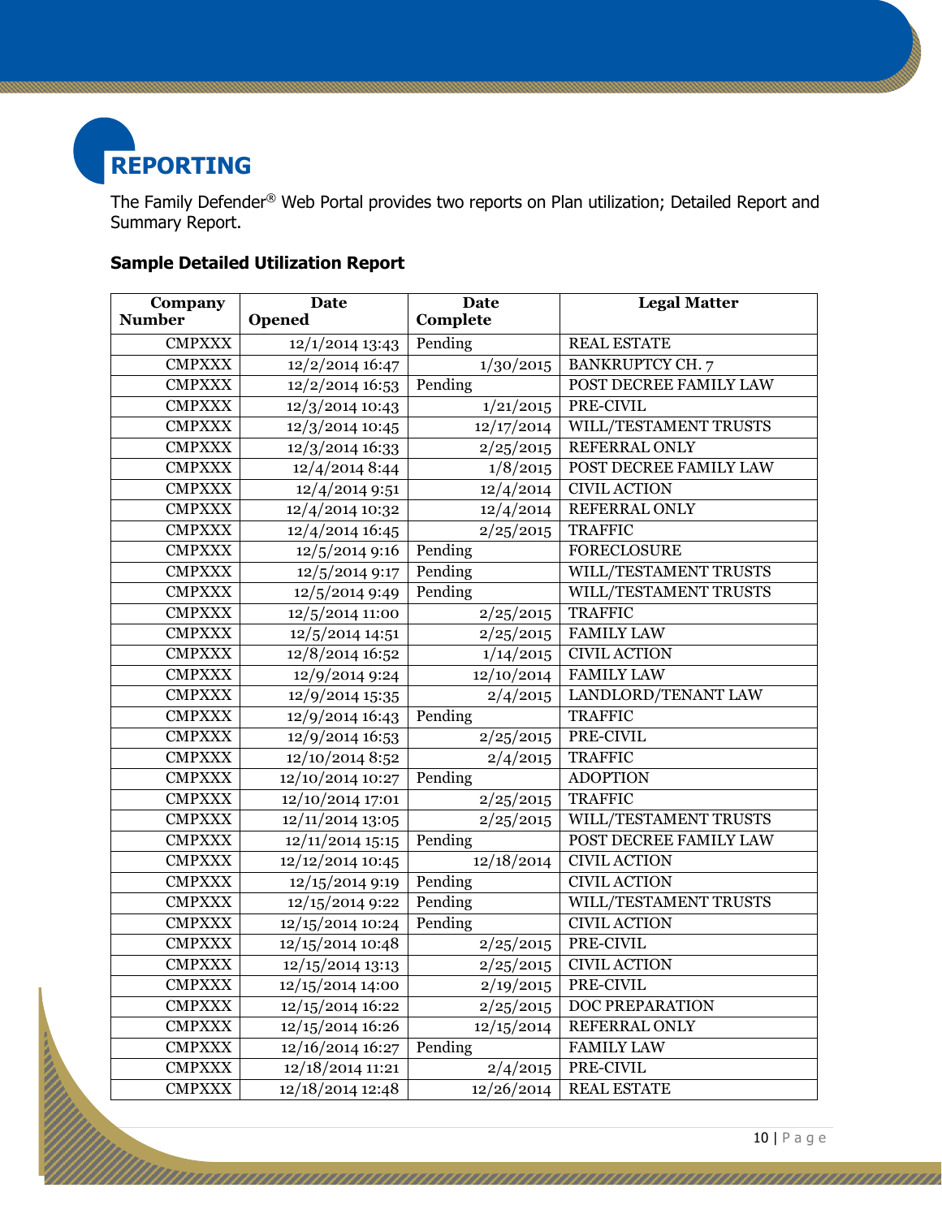# REPORTING

The Family Defender® Web Portal provides two reports on Plan utilization; Detailed Report and Summary Report.

### Sample Detailed Utilization Report

| Company Number | Date Opened | Date Complete | Legal Matter |
|---|---|---|---|
| CMPXXX | 12/1/2014 13:43 | Pending | REAL ESTATE |
| CMPXXX | 12/2/2014 16:47 | 1/30/2015 | BANKRUPTCY CH. 7 |
| CMPXXX | 12/2/2014 16:53 | Pending | POST DECREE FAMILY LAW |
| CMPXXX | 12/3/2014 10:43 | 1/21/2015 | PRE-CIVIL |
| CMPXXX | 12/3/2014 10:45 | 12/17/2014 | WILL/TESTAMENT TRUSTS |
| CMPXXX | 12/3/2014 16:33 | 2/25/2015 | REFERRAL ONLY |
| CMPXXX | 12/4/2014 8:44 | 1/8/2015 | POST DECREE FAMILY LAW |
| CMPXXX | 12/4/2014 9:51 | 12/4/2014 | CIVIL ACTION |
| CMPXXX | 12/4/2014 10:32 | 12/4/2014 | REFERRAL ONLY |
| CMPXXX | 12/4/2014 16:45 | 2/25/2015 | TRAFFIC |
| CMPXXX | 12/5/2014 9:16 | Pending | FORECLOSURE |
| CMPXXX | 12/5/2014 9:17 | Pending | WILL/TESTAMENT TRUSTS |
| CMPXXX | 12/5/2014 9:49 | Pending | WILL/TESTAMENT TRUSTS |
| CMPXXX | 12/5/2014 11:00 | 2/25/2015 | TRAFFIC |
| CMPXXX | 12/5/2014 14:51 | 2/25/2015 | FAMILY LAW |
| CMPXXX | 12/8/2014 16:52 | 1/14/2015 | CIVIL ACTION |
| CMPXXX | 12/9/2014 9:24 | 12/10/2014 | FAMILY LAW |
| CMPXXX | 12/9/2014 15:35 | 2/4/2015 | LANDLORD/TENANT LAW |
| CMPXXX | 12/9/2014 16:43 | Pending | TRAFFIC |
| CMPXXX | 12/9/2014 16:53 | 2/25/2015 | PRE-CIVIL |
| CMPXXX | 12/10/2014 8:52 | 2/4/2015 | TRAFFIC |
| CMPXXX | 12/10/2014 10:27 | Pending | ADOPTION |
| CMPXXX | 12/10/2014 17:01 | 2/25/2015 | TRAFFIC |
| CMPXXX | 12/11/2014 13:05 | 2/25/2015 | WILL/TESTAMENT TRUSTS |
| CMPXXX | 12/11/2014 15:15 | Pending | POST DECREE FAMILY LAW |
| CMPXXX | 12/12/2014 10:45 | 12/18/2014 | CIVIL ACTION |
| CMPXXX | 12/15/2014 9:19 | Pending | CIVIL ACTION |
| CMPXXX | 12/15/2014 9:22 | Pending | WILL/TESTAMENT TRUSTS |
| CMPXXX | 12/15/2014 10:24 | Pending | CIVIL ACTION |
| CMPXXX | 12/15/2014 10:48 | 2/25/2015 | PRE-CIVIL |
| CMPXXX | 12/15/2014 13:13 | 2/25/2015 | CIVIL ACTION |
| CMPXXX | 12/15/2014 14:00 | 2/19/2015 | PRE-CIVIL |
| CMPXXX | 12/15/2014 16:22 | 2/25/2015 | DOC PREPARATION |
| CMPXXX | 12/15/2014 16:26 | 12/15/2014 | REFERRAL ONLY |
| CMPXXX | 12/16/2014 16:27 | Pending | FAMILY LAW |
| CMPXXX | 12/18/2014 11:21 | 2/4/2015 | PRE-CIVIL |
| CMPXXX | 12/18/2014 12:48 | 12/26/2014 | REAL ESTATE |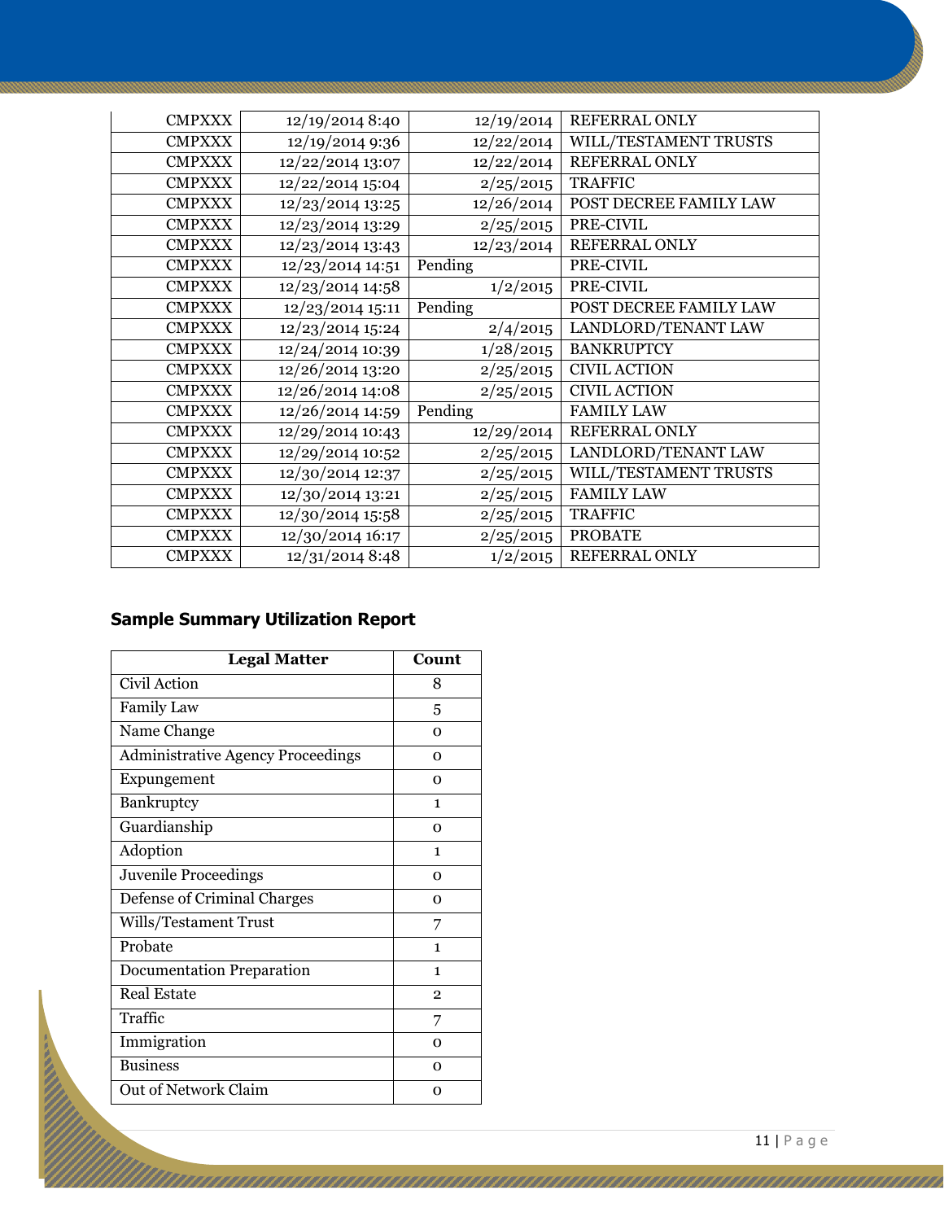| CMPXXX | 12/19/2014 8:40 | 12/19/2014 | REFERRAL ONLY |
|---|---|---|---|
| CMPXXX | 12/19/2014 9:36 | 12/22/2014 | WILL/TESTAMENT TRUSTS |
| CMPXXX | 12/22/2014 13:07 | 12/22/2014 | REFERRAL ONLY |
| CMPXXX | 12/22/2014 15:04 | 2/25/2015 | TRAFFIC |
| CMPXXX | 12/23/2014 13:25 | 12/26/2014 | POST DECREE FAMILY LAW |
| CMPXXX | 12/23/2014 13:29 | 2/25/2015 | PRE-CIVIL |
| CMPXXX | 12/23/2014 13:43 | 12/23/2014 | REFERRAL ONLY |
| CMPXXX | 12/23/2014 14:51 | Pending | PRE-CIVIL |
| CMPXXX | 12/23/2014 14:58 | 1/2/2015 | PRE-CIVIL |
| CMPXXX | 12/23/2014 15:11 | Pending | POST DECREE FAMILY LAW |
| CMPXXX | 12/23/2014 15:24 | 2/4/2015 | LANDLORD/TENANT LAW |
| CMPXXX | 12/24/2014 10:39 | 1/28/2015 | BANKRUPTCY |
| CMPXXX | 12/26/2014 13:20 | 2/25/2015 | CIVIL ACTION |
| CMPXXX | 12/26/2014 14:08 | 2/25/2015 | CIVIL ACTION |
| CMPXXX | 12/26/2014 14:59 | Pending | FAMILY LAW |
| CMPXXX | 12/29/2014 10:43 | 12/29/2014 | REFERRAL ONLY |
| CMPXXX | 12/29/2014 10:52 | 2/25/2015 | LANDLORD/TENANT LAW |
| CMPXXX | 12/30/2014 12:37 | 2/25/2015 | WILL/TESTAMENT TRUSTS |
| CMPXXX | 12/30/2014 13:21 | 2/25/2015 | FAMILY LAW |
| CMPXXX | 12/30/2014 15:58 | 2/25/2015 | TRAFFIC |
| CMPXXX | 12/30/2014 16:17 | 2/25/2015 | PROBATE |
| CMPXXX | 12/31/2014 8:48 | 1/2/2015 | REFERRAL ONLY |

### Sample Summary Utilization Report

| Legal Matter | Count |
|---|---|
| Civil Action | 8 |
| Family Law | 5 |
| Name Change | 0 |
| Administrative Agency Proceedings | 0 |
| Expungement | 0 |
| Bankruptcy | 1 |
| Guardianship | 0 |
| Adoption | 1 |
| Juvenile Proceedings | 0 |
| Defense of Criminal Charges | 0 |
| Wills/Testament Trust | 7 |
| Probate | 1 |
| Documentation Preparation | 1 |
| Real Estate | 2 |
| Traffic | 7 |
| Immigration | 0 |
| Business | 0 |
| Out of Network Claim | 0 |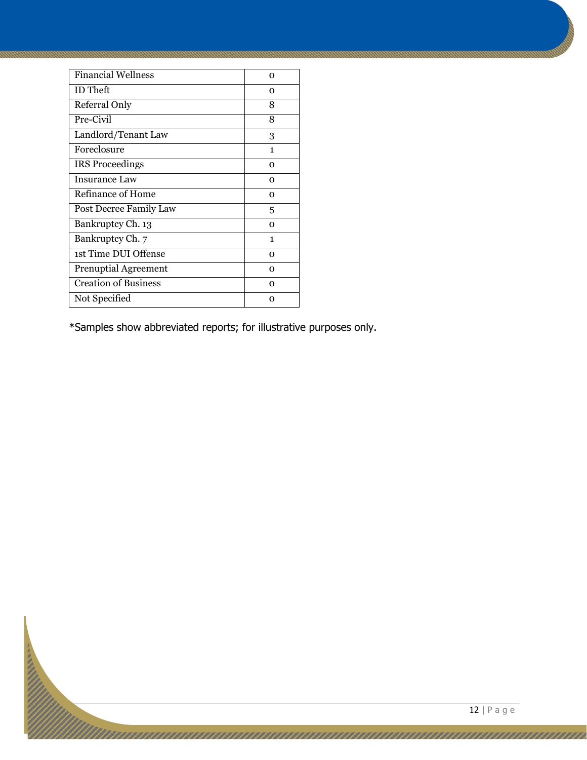| Financial Wellness | 0 |
|---|---|
| ID Theft | 0 |
| Referral Only | 8 |
| Pre-Civil | 8 |
| Landlord/Tenant Law | 3 |
| Foreclosure | 1 |
| IRS Proceedings | 0 |
| Insurance Law | 0 |
| Refinance of Home | 0 |
| Post Decree Family Law | 5 |
| Bankruptcy Ch. 13 | 0 |
| Bankruptcy Ch. 7 | 1 |
| 1st Time DUI Offense | 0 |
| Prenuptial Agreement | 0 |
| Creation of Business | 0 |
| Not Specified | 0 |

*Samples show abbreviated reports; for illustrative purposes only.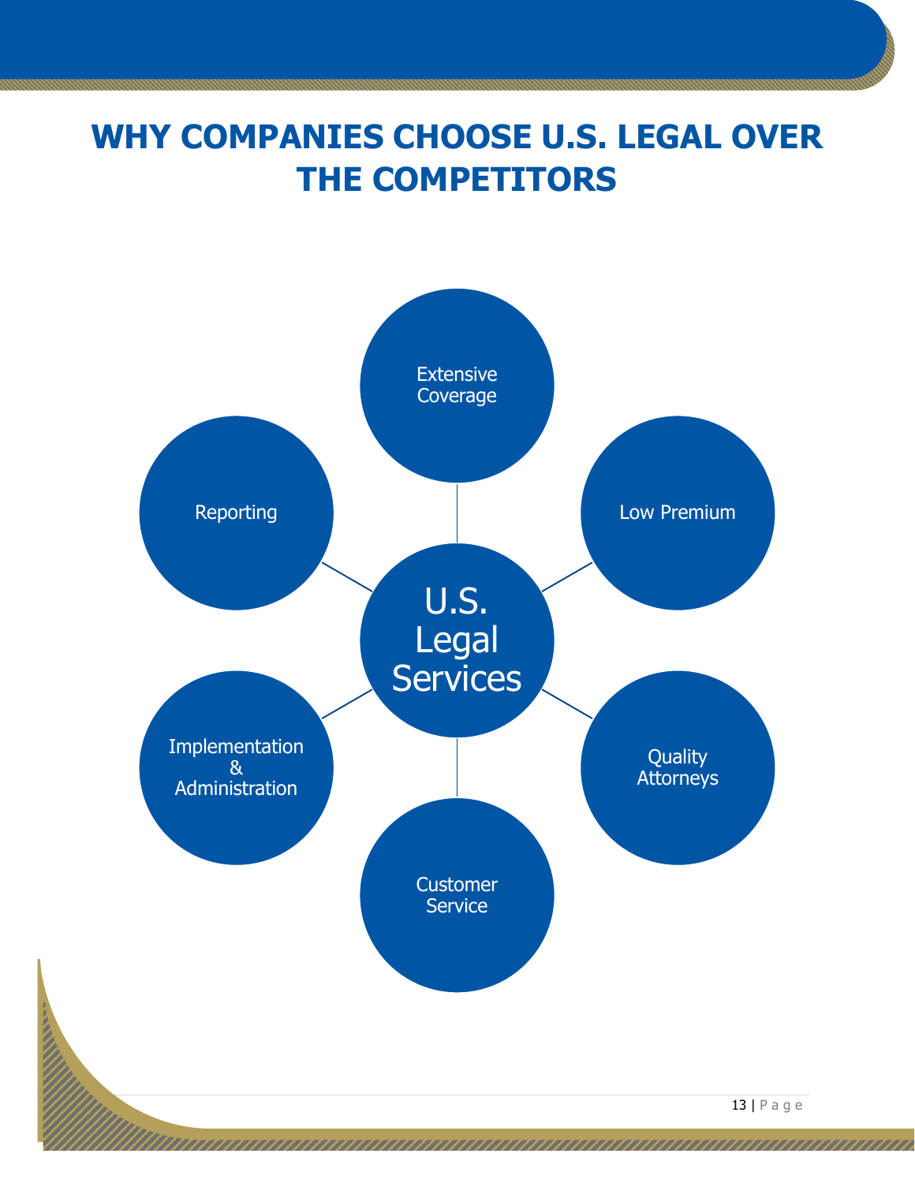# WHY COMPANIES CHOOSE U.S. LEGAL OVER THE COMPETITORS

U.S. Legal Services

- Extensive Coverage
- Low Premium
- Quality Attorneys
- Customer Service
- Implementation & Administration
- Reporting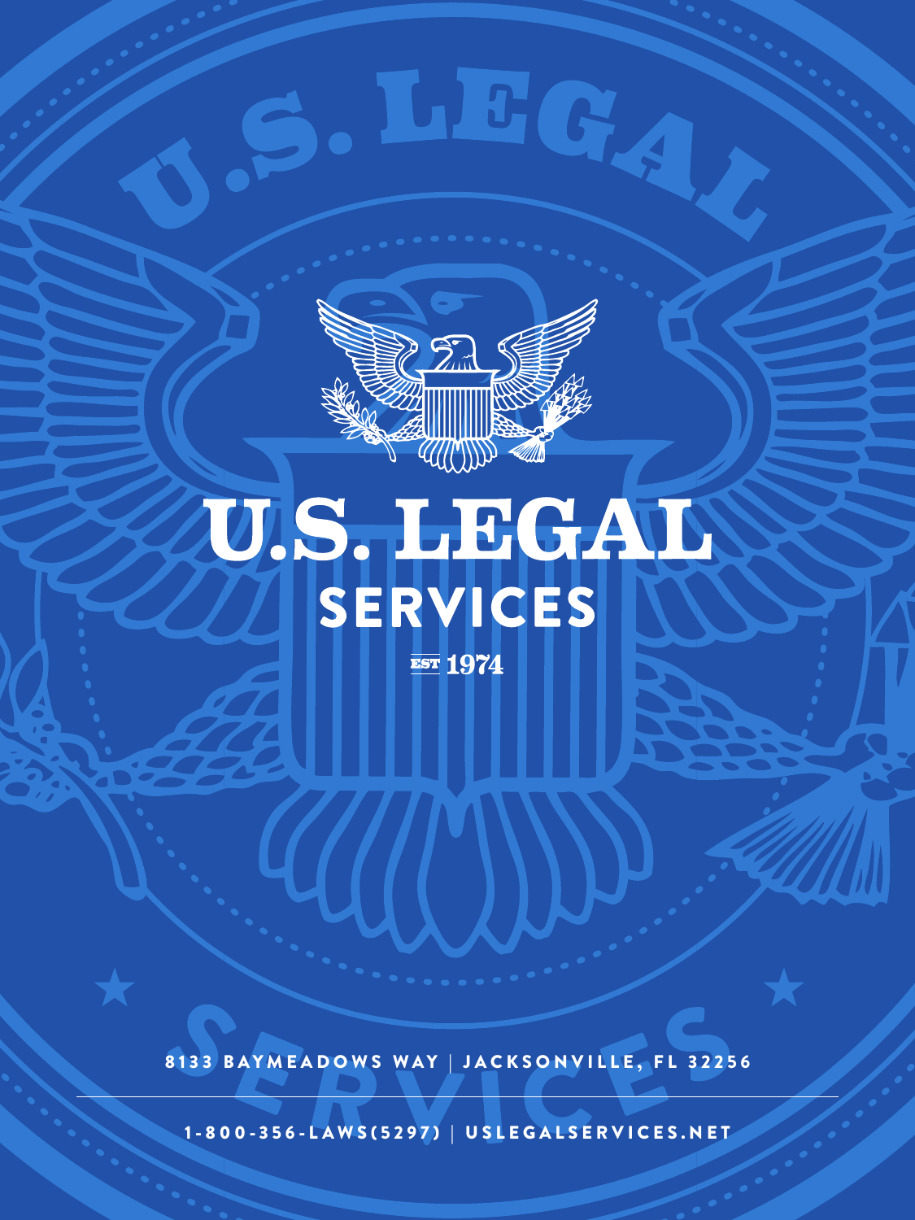# U.S. LEGAL SERVICES

EST 1974

8133 BAYMEADOWS WAY | JACKSONVILLE, FL 32256

1-800-356-LAWS(5297) | USLEGALSERVICES.NET